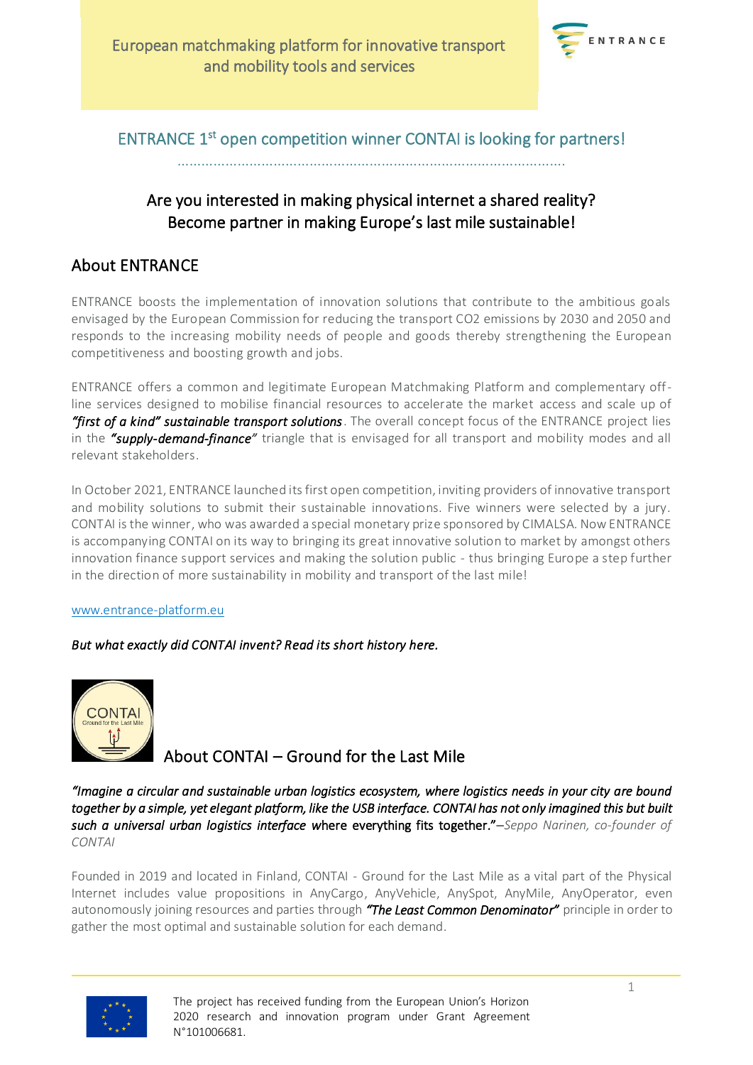European matchmaking platform for innovative transport and mobility tools and services

## ENTRANCE 1st open competition winner CONTAI is looking for partners!

### Are you interested in making physical internet a shared reality? Become partner in making Europe's last mile sustainable!

## About ENTRANCE

ENTRANCE boosts the implementation of innovation solutions that contribute to the ambitious goals envisaged by the European Commission for reducing the transport $CO_2$ emissions by 2030 and 2050 and responds to the increasing mobility needs of people and goods thereby strengthening the European competitiveness and boosting growth and jobs.

ENTRANCE offers a common and legitimate European Matchmaking Platform and complementary off-line services designed to mobilise financial resources to accelerate the market access and scale up of ***"first of a kind" sustainable transport solutions***. The overall concept focus of the ENTRANCE project lies in the ***"supply-demand-finance"*** triangle that is envisaged for all transport and mobility modes and all relevant stakeholders.

In October 2021, ENTRANCE launched its first open competition, inviting providers of innovative transport and mobility solutions to submit their sustainable innovations. Five winners were selected by a jury. CONTAI is the winner, who was awarded a special monetary prize sponsored by CIMALSA. Now ENTRANCE is accompanying CONTAI on its way to bringing its great innovative solution to market by amongst others innovation finance support services and making the solution public - thus bringing Europe a step further in the direction of more sustainability in mobility and transport of the last mile!

www.entrance-platform.eu

*But what exactly did CONTAI invent? Read its short history here.*

## About CONTAI – Ground for the Last Mile

*"Imagine a circular and sustainable urban logistics ecosystem, where logistics needs in your city are bound together by a simple, yet elegant platform, like the USB interface. CONTAI has not only imagined this but built such a universal urban logistics interface where everything fits together."* –*Seppo Narinen, co-founder of CONTAI*

Founded in 2019 and located in Finland, CONTAI - Ground for the Last Mile as a vital part of the Physical Internet includes value propositions in AnyCargo, AnyVehicle, AnySpot, AnyMile, AnyOperator, even autonomously joining resources and parties through ***"The Least Common Denominator"*** principle in order to gather the most optimal and sustainable solution for each demand.

The project has received funding from the European Union's Horizon 2020 research and innovation program under Grant Agreement N°101006681.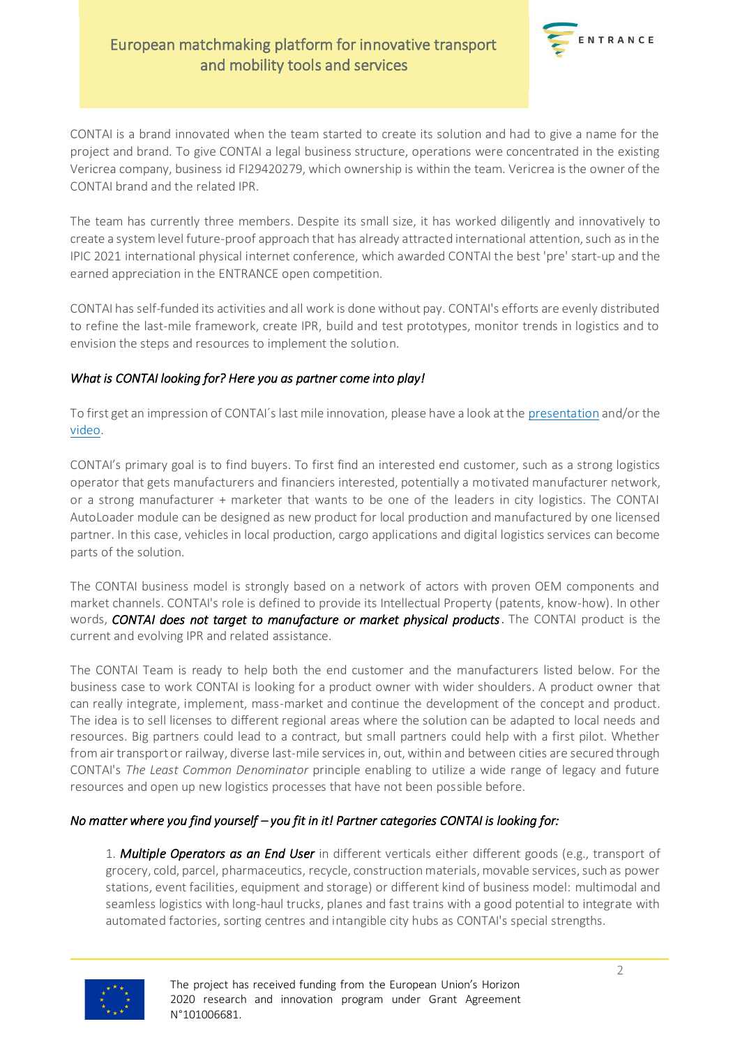CONTAI is a brand innovated when the team started to create its solution and had to give a name for the project and brand. To give CONTAI a legal business structure, operations were concentrated in the existing Vericrea company, business id FI29420279, which ownership is within the team. Vericrea is the owner of the CONTAI brand and the related IPR.

The team has currently three members. Despite its small size, it has worked diligently and innovatively to create a system level future-proof approach that has already attracted international attention, such as in the IPIC 2021 international physical internet conference, which awarded CONTAI the best 'pre' start-up and the earned appreciation in the ENTRANCE open competition.

CONTAI has self-funded its activities and all work is done without pay. CONTAI's efforts are evenly distributed to refine the last-mile framework, create IPR, build and test prototypes, monitor trends in logistics and to envision the steps and resources to implement the solution.

*What is CONTAI looking for? Here you as partner come into play!*

To first get an impression of CONTAI´s last mile innovation, please have a look at the presentation and/or the video.

CONTAI's primary goal is to find buyers. To first find an interested end customer, such as a strong logistics operator that gets manufacturers and financiers interested, potentially a motivated manufacturer network, or a strong manufacturer + marketer that wants to be one of the leaders in city logistics. The CONTAI AutoLoader module can be designed as new product for local production and manufactured by one licensed partner. In this case, vehicles in local production, cargo applications and digital logistics services can become parts of the solution.

The CONTAI business model is strongly based on a network of actors with proven OEM components and market channels. CONTAI's role is defined to provide its Intellectual Property (patents, know-how). In other words, ***CONTAI does not target to manufacture or market physical products***. The CONTAI product is the current and evolving IPR and related assistance.

The CONTAI Team is ready to help both the end customer and the manufacturers listed below. For the business case to work CONTAI is looking for a product owner with wider shoulders. A product owner that can really integrate, implement, mass-market and continue the development of the concept and product. The idea is to sell licenses to different regional areas where the solution can be adapted to local needs and resources. Big partners could lead to a contract, but small partners could help with a first pilot. Whether from air transport or railway, diverse last-mile services in, out, within and between cities are secured through CONTAI's *The Least Common Denominator* principle enabling to utilize a wide range of legacy and future resources and open up new logistics processes that have not been possible before.

*No matter where you find yourself – you fit in it! Partner categories CONTAI is looking for:*

1. ***Multiple Operators as an End User*** in different verticals either different goods (e.g., transport of grocery, cold, parcel, pharmaceutics, recycle, construction materials, movable services, such as power stations, event facilities, equipment and storage) or different kind of business model: multimodal and seamless logistics with long-haul trucks, planes and fast trains with a good potential to integrate with automated factories, sorting centres and intangible city hubs as CONTAI's special strengths.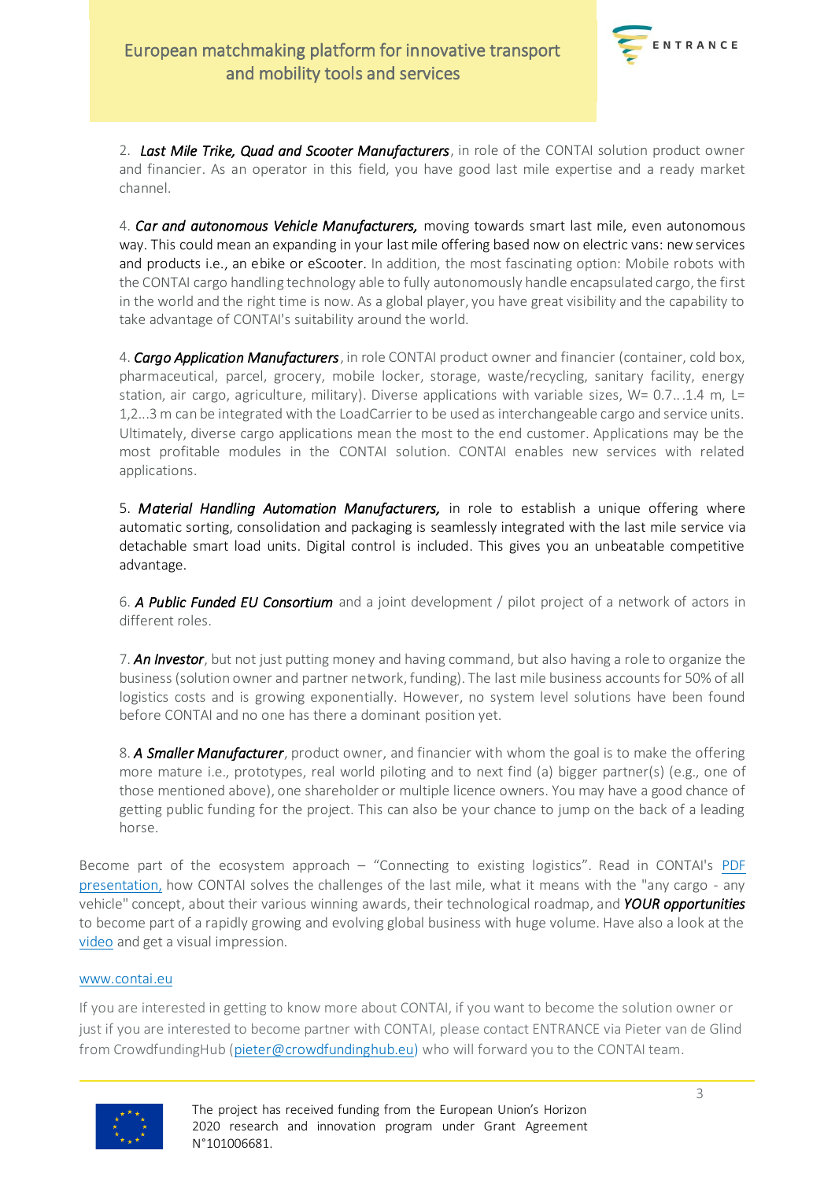2. ***Last Mile Trike, Quad and Scooter Manufacturers***, in role of the CONTAI solution product owner and financier. As an operator in this field, you have good last mile expertise and a ready market channel.

4. ***Car and autonomous Vehicle Manufacturers,*** moving towards smart last mile, even autonomous way. This could mean an expanding in your last mile offering based now on electric vans: new services and products i.e., an ebike or eScooter. In addition, the most fascinating option: Mobile robots with the CONTAI cargo handling technology able to fully autonomously handle encapsulated cargo, the first in the world and the right time is now. As a global player, you have great visibility and the capability to take advantage of CONTAI's suitability around the world.

4. ***Cargo Application Manufacturers***, in role CONTAI product owner and financier (container, cold box, pharmaceutical, grocery, parcel, mobile locker, storage, waste/recycling, sanitary facility, energy station, air cargo, agriculture, military). Diverse applications with variable sizes, W= 0.7...1.4 m, L= 1,2...3 m can be integrated with the LoadCarrier to be used as interchangeable cargo and service units. Ultimately, diverse cargo applications mean the most to the end customer. Applications may be the most profitable modules in the CONTAI solution. CONTAI enables new services with related applications.

5. ***Material Handling Automation Manufacturers,*** in role to establish a unique offering where automatic sorting, consolidation and packaging is seamlessly integrated with the last mile service via detachable smart load units. Digital control is included. This gives you an unbeatable competitive advantage.

6. ***A Public Funded EU Consortium*** and a joint development / pilot project of a network of actors in different roles.

7. ***An Investor***, but not just putting money and having command, but also having a role to organize the business (solution owner and partner network, funding). The last mile business accounts for 50% of all logistics costs and is growing exponentially. However, no system level solutions have been found before CONTAI and no one has there a dominant position yet.

8. ***A Smaller Manufacturer***, product owner, and financier with whom the goal is to make the offering more mature i.e., prototypes, real world piloting and to next find (a) bigger partner(s) (e.g., one of those mentioned above), one shareholder or multiple licence owners. You may have a good chance of getting public funding for the project. This can also be your chance to jump on the back of a leading horse.

Become part of the ecosystem approach – "Connecting to existing logistics". Read in CONTAI's PDF presentation, how CONTAI solves the challenges of the last mile, what it means with the "any cargo - any vehicle" concept, about their various winning awards, their technological roadmap, and ***YOUR opportunities*** to become part of a rapidly growing and evolving global business with huge volume. Have also a look at the video and get a visual impression.

www.contai.eu

If you are interested in getting to know more about CONTAI, if you want to become the solution owner or just if you are interested to become partner with CONTAI, please contact ENTRANCE via Pieter van de Glind from CrowdfundingHub (pieter@crowdfundinghub.eu) who will forward you to the CONTAI team.

The project has received funding from the European Union's Horizon 2020 research and innovation program under Grant Agreement N°101006681.